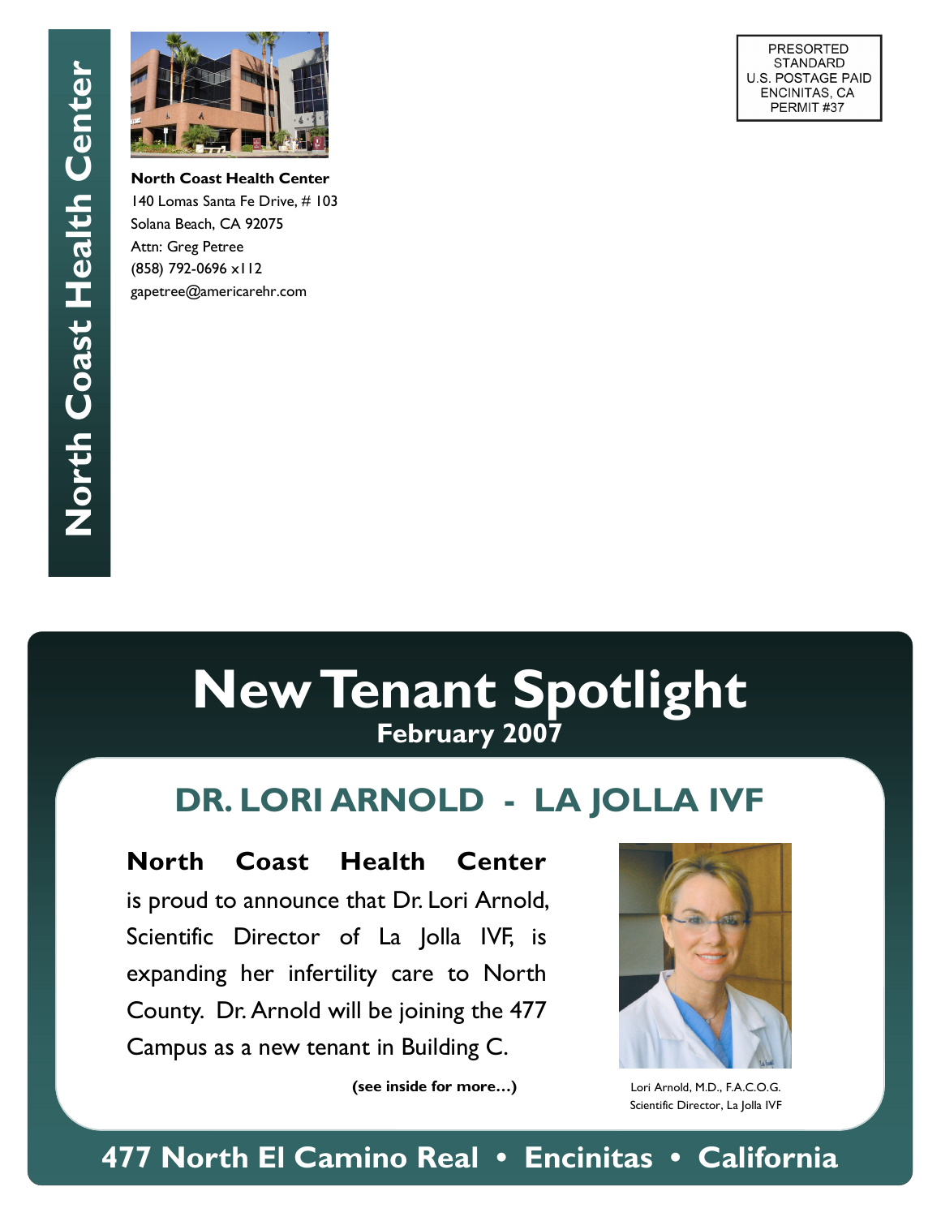North Coast Health Center

**North Coast Health Center**
140 Lomas Santa Fe Drive, # 103
Solana Beach, CA 92075
Attn: Greg Petree
(858) 792-0696 x112
gapetree@americarehr.com

PRESORTED
STANDARD
U.S. POSTAGE PAID
ENCINITAS, CA
PERMIT #37

# New Tenant Spotlight

**February 2007**

## DR. LORI ARNOLD - LA JOLLA IVF

**North Coast Health Center** is proud to announce that Dr. Lori Arnold, Scientific Director of La Jolla IVF, is expanding her infertility care to North County. Dr. Arnold will be joining the 477 Campus as a new tenant in Building C.

**(see inside for more…)**

Lori Arnold, M.D., F.A.C.O.G.
Scientific Director, La Jolla IVF

**477 North El Camino Real • Encinitas • California**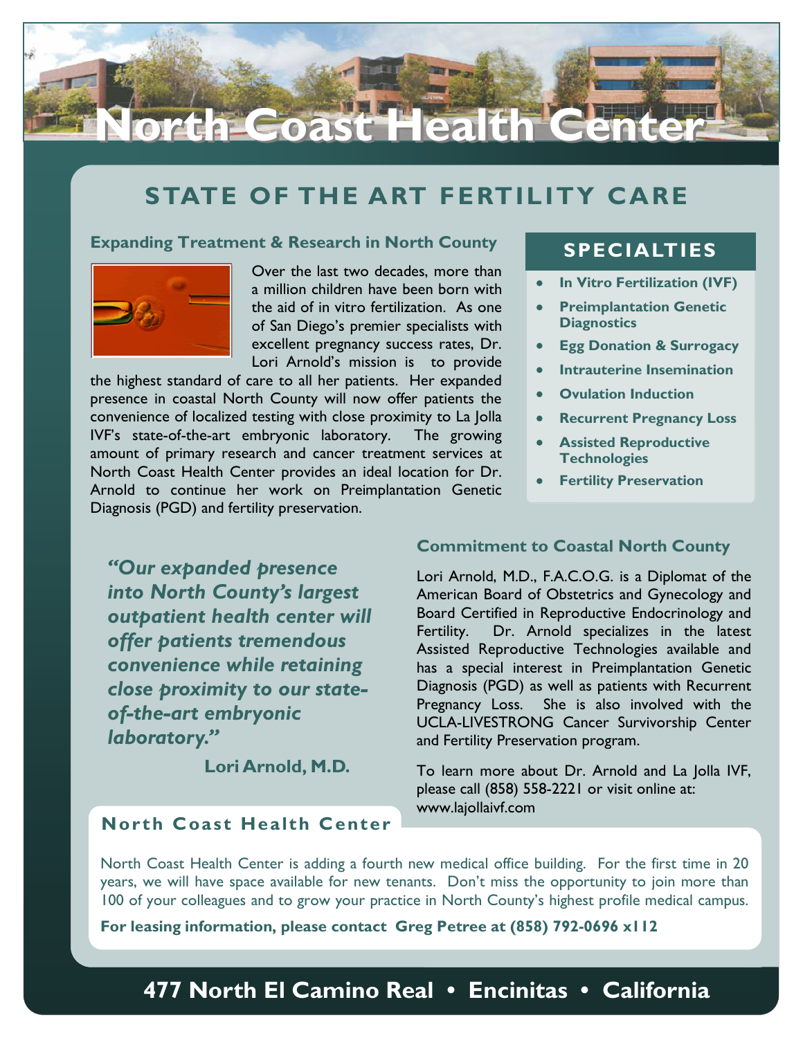# North Coast Health Center

## STATE OF THE ART FERTILITY CARE

### Expanding Treatment & Research in North County

Over the last two decades, more than a million children have been born with the aid of in vitro fertilization. As one of San Diego's premier specialists with excellent pregnancy success rates, Dr. Lori Arnold's mission is to provide the highest standard of care to all her patients. Her expanded presence in coastal North County will now offer patients the convenience of localized testing with close proximity to La Jolla IVF's state-of-the-art embryonic laboratory. The growing amount of primary research and cancer treatment services at North Coast Health Center provides an ideal location for Dr. Arnold to continue her work on Preimplantation Genetic Diagnosis (PGD) and fertility preservation.

### SPECIALTIES

- **In Vitro Fertilization (IVF)**
- **Preimplantation Genetic Diagnostics**
- **Egg Donation & Surrogacy**
- **Intrauterine Insemination**
- **Ovulation Induction**
- **Recurrent Pregnancy Loss**
- **Assisted Reproductive Technologies**
- **Fertility Preservation**

***"Our expanded presence into North County's largest outpatient health center will offer patients tremendous convenience while retaining close proximity to our state-of-the-art embryonic laboratory."***

**Lori Arnold, M.D.**

### Commitment to Coastal North County

Lori Arnold, M.D., F.A.C.O.G. is a Diplomat of the American Board of Obstetrics and Gynecology and Board Certified in Reproductive Endocrinology and Fertility. Dr. Arnold specializes in the latest Assisted Reproductive Technologies available and has a special interest in Preimplantation Genetic Diagnosis (PGD) as well as patients with Recurrent Pregnancy Loss. She is also involved with the UCLA-LIVESTRONG Cancer Survivorship Center and Fertility Preservation program.

To learn more about Dr. Arnold and La Jolla IVF, please call (858) 558-2221 or visit online at: www.lajollaivf.com

### North Coast Health Center

North Coast Health Center is adding a fourth new medical office building. For the first time in 20 years, we will have space available for new tenants. Don't miss the opportunity to join more than 100 of your colleagues and to grow your practice in North County's highest profile medical campus.

**For leasing information, please contact Greg Petree at (858) 792-0696 x112**

**477 North El Camino Real • Encinitas • California**